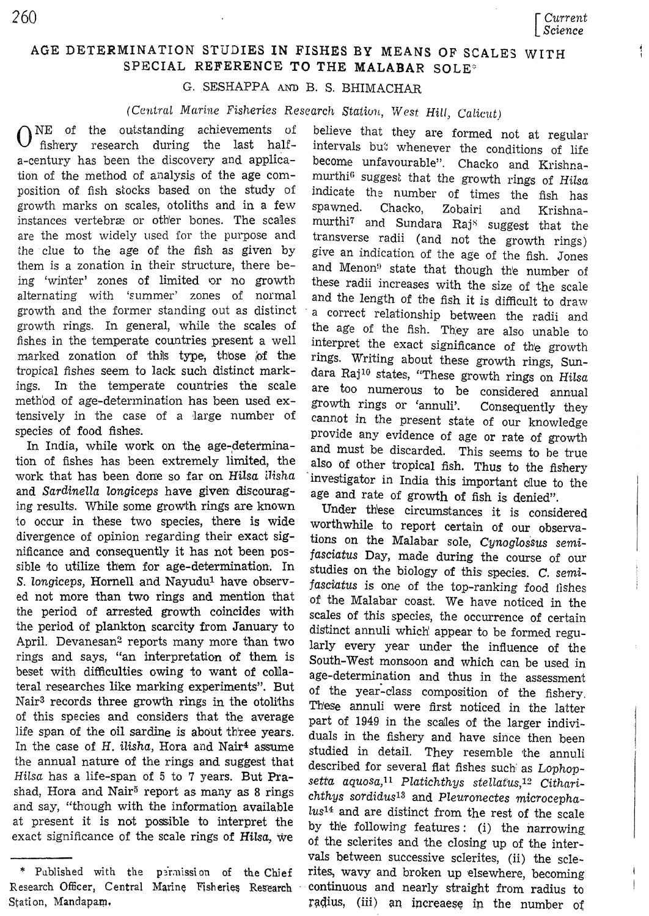# AGE DETERMINATION STUDIES IN FISHES BY MEANS OF SCALES WITH SPECIAL REFERENCE TO THE MALABAR SOLE*

G. SESHAPPA AND B. S. BHIMACHAR

*(Central Marine Fisheries Research Station, West Hill, Calicut)*

ONE of the outstanding achievements of fishery research during the last half-a-century has been the discovery and application of the method of analysis of the age composition of fish stocks based on the study of growth marks on scales, otoliths and in a few instances vertebræ or other bones. The scales are the most widely used for the purpose and the clue to the age of the fish as given by them is a zonation in their structure, there being 'winter' zones of limited or no growth alternating with 'summer' zones of normal growth and the former standing out as distinct growth rings. In general, while the scales of fishes in the temperate countries present a well marked zonation of this type, those of the tropical fishes seem to lack such distinct markings. In the temperate countries the scale method of age-determination has been used extensively in the case of a large number of species of food fishes.

In India, while work on the age-determination of fishes has been extremely limited, the work that has been done so far on *Hilsa ilisha* and *Sardinella longiceps* have given discouraging results. While some growth rings are known to occur in these two species, there is wide divergence of opinion regarding their exact significance and consequently it has not been possible to utilize them for age-determination. In *S. longiceps*, Hornell and Nayudu[1] have observed not more than two rings and mention that the period of arrested growth coincides with the period of plankton scarcity from January to April. Devanesan[2] reports many more than two rings and says, "an interpretation of them is beset with difficulties owing to want of collateral researches like marking experiments". But Nair[3] records three growth rings in the otoliths of this species and considers that the average life span of the oil sardine is about three years. In the case of *H. ilisha*, Hora and Nair[4] assume the annual nature of the rings and suggest that *Hilsa* has a life-span of 5 to 7 years. But Prashad, Hora and Nair[5] report as many as 8 rings and say, "though with the information available at present it is not possible to interpret the exact significance of the scale rings of *Hilsa*, we believe that they are formed not at regular intervals but whenever the conditions of life become unfavourable". Chacko and Krishnamurthi[6] suggest that the growth rings of *Hilsa* indicate the number of times the fish has spawned. Chacko, Zobairi and Krishnamurthi[7] and Sundara Raj[8] suggest that the transverse radii (and not the growth rings) give an indication of the age of the fish. Jones and Menon[9] state that though the number of these radii increases with the size of the scale and the length of the fish it is difficult to draw a correct relationship between the radii and the age of the fish. They are also unable to interpret the exact significance of the growth rings. Writing about these growth rings, Sundara Raj[10] states, "These growth rings on *Hilsa* are too numerous to be considered annual growth rings or 'annuli'. Consequently they cannot in the present state of our knowledge provide any evidence of age or rate of growth and must be discarded. This seems to be true also of other tropical fish. Thus to the fishery investigator in India this important clue to the age and rate of growth of fish is denied".

Under these circumstances it is considered worthwhile to report certain of our observations on the Malabar sole, *Cynoglossus semifasciatus* Day, made during the course of our studies on the biology of this species. *C. semifasciatus* is one of the top-ranking food fishes of the Malabar coast. We have noticed in the scales of this species, the occurrence of certain distinct annuli which appear to be formed regularly every year under the influence of the South-West monsoon and which can be used in age-determination and thus in the assessment of the year-class composition of the fishery. These annuli were first noticed in the latter part of 1949 in the scales of the larger individuals in the fishery and have since then been studied in detail. They resemble the annuli described for several flat fishes such as *Lophopsetta aquosa*,[11] *Platichthys stellatus*,[12] *Citharichthys sordidus*[13] and *Pleuronectes microcephalus*[14] and are distinct from the rest of the scale by the following features: (i) the narrowing of the sclerites and the closing up of the intervals between successive sclerites, (ii) the sclerites, wavy and broken up elsewhere, becoming continuous and nearly straight from radius to radius, (iii) an increaese in the number of

---

\* Published with the permission of the Chief Research Officer, Central Marine Fisheries Research Station, Mandapam.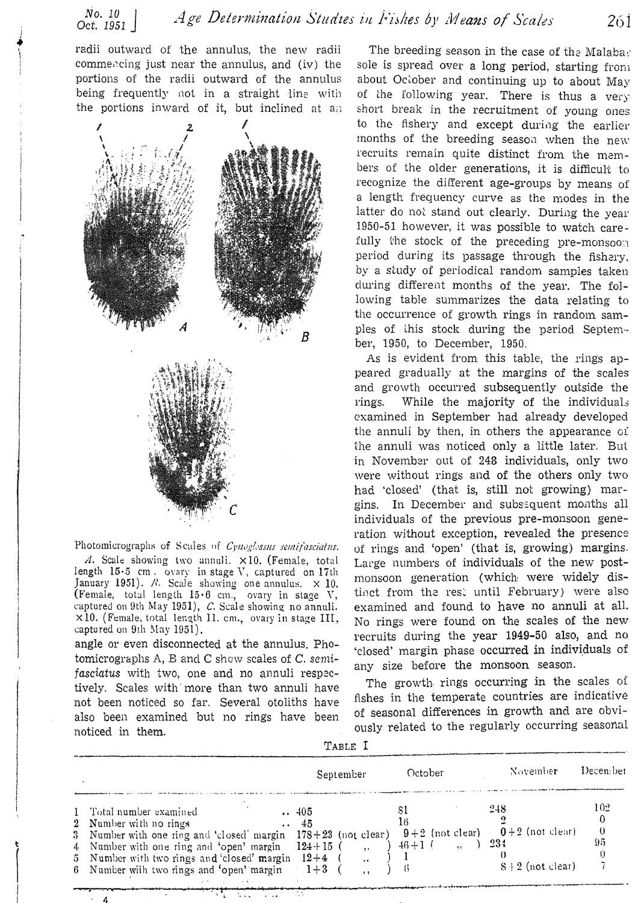radii outward of the annulus, the new radii commencing just near the annulus, and (iv) the portions of the radii outward of the annulus being frequently not in a straight line with the portions inward of it, but inclined at an angle or even disconnected at the annulus. Photomicrographs A, B and C show scales of *C. semifasciatus* with two, one and no annuli respectively. Scales with more than two annuli have not been noticed so far. Several otoliths have also been examined but no rings have been noticed in them.

Photomicrographs of Scales of *Cynoglossus semifasciatus*.

*A*. Scale showing two annuli. ×10. (Female, total length 15·5 cm., ovary in stage V, captured on 17th January 1951). *B*. Scale showing one annulus. × 10. (Female, total length 15·6 cm., ovary in stage V, captured on 9th May 1951), *C*. Scale showing no annuli. ×10. (Female, total length 11. cm., ovary in stage III, captured on 9th May 1951).

The breeding season in the case of the Malabar sole is spread over a long period, starting from about October and continuing up to about May of the following year. There is thus a very short break in the recruitment of young ones to the fishery and except during the earlier months of the breeding season when the new recruits remain quite distinct from the members of the older generations, it is difficult to recognize the different age-groups by means of a length frequency curve as the modes in the latter do not stand out clearly. During the year 1950-51 however, it was possible to watch carefully the stock of the preceding pre-monsoon period during its passage through the fishery, by a study of periodical random samples taken during different months of the year. The following table summarizes the data relating to the occurrence of growth rings in random samples of this stock during the period September, 1950, to December, 1950.

As is evident from this table, the rings appeared gradually at the margins of the scales and growth occurred subsequently outside the rings. While the majority of the individuals examined in September had already developed the annuli by then, in others the appearance of the annuli was noticed only a little later. But in November out of 248 individuals, only two were without rings and of the others only two had 'closed' (that is, still not growing) margins. In December and subsequent months all individuals of the previous pre-monsoon generation without exception, revealed the presence of rings and 'open' (that is, growing) margins. Large numbers of individuals of the new post-monsoon generation (which were widely distinct from the rest until February) were also examined and found to have no annuli at all. No rings were found on the scales of the new recruits during the year 1949-50 also, and no 'closed' margin phase occurred in individuals of any size before the monsoon season.

The growth rings occurring in the scales of fishes in the temperate countries are indicative of seasonal differences in growth and are obviously related to the regularly occurring seasonal

TABLE I

| | | September | October | November | December |
|---|---|---|---|---|---|
| 1 | Total number examined | 405 | 81 | 248 | 102 |
| 2 | Number with no rings | 45 | 16 | 2 | 0 |
| 3 | Number with one ring and 'closed' margin | 178+23 (not clear) | 9+2 (not clear) | 0+2 (not clear) | 0 |
| 4 | Number with one ring and 'open' margin | 124+15 ( ,, ) | 46+1 ( ,, ) | 234 | 95 |
| 5 | Number with two rings and 'closed' margin | 12+4 ( ,, ) | 1 | 0 | 0 |
| 6 | Number with two rings and 'open' margin | 1+3 ( ,, ) | 6 | 8+2 (not clear) | 7 |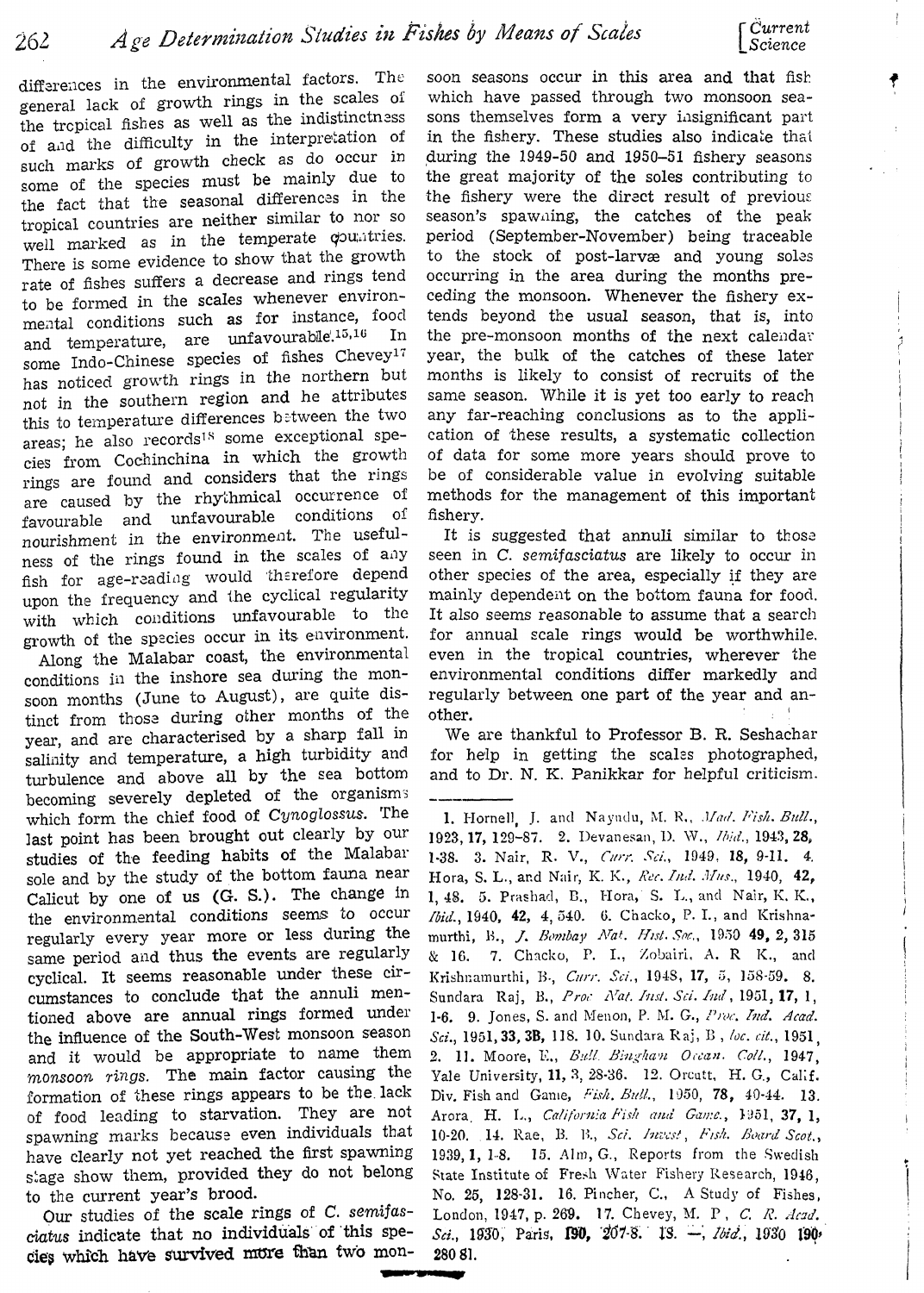differences in the environmental factors. The general lack of growth rings in the scales of the tropical fishes as well as the indistinctness of and the difficulty in the interpretation of such marks of growth check as do occur in some of the species must be mainly due to the fact that the seasonal differences in the tropical countries are neither similar to nor so well marked as in the temperate countries. There is some evidence to show that the growth rate of fishes suffers a decrease and rings tend to be formed in the scales whenever environmental conditions such as for instance, food and temperature, are unfavourable.[15,16] In some Indo-Chinese species of fishes Chevey[17] has noticed growth rings in the northern but not in the southern region and he attributes this to temperature differences between the two areas; he also records[18] some exceptional species from Cochinchina in which the growth rings are found and considers that the rings are caused by the rhythmical occurrence of favourable and unfavourable conditions of nourishment in the environment. The usefulness of the rings found in the scales of any fish for age-reading would therefore depend upon the frequency and the cyclical regularity with which conditions unfavourable to the growth of the species occur in its environment.

Along the Malabar coast, the environmental conditions in the inshore sea during the monsoon months (June to August), are quite distinct from those during other months of the year, and are characterised by a sharp fall in salinity and temperature, a high turbidity and turbulence and above all by the sea bottom becoming severely depleted of the organisms which form the chief food of *Cynoglossus*. The last point has been brought out clearly by our studies of the feeding habits of the Malabar sole and by the study of the bottom fauna near Calicut by one of us (G. S.). The change in the environmental conditions seems to occur regularly every year more or less during the same period and thus the events are regularly cyclical. It seems reasonable under these circumstances to conclude that the annuli mentioned above are annual rings formed under the influence of the South-West monsoon season and it would be appropriate to name them *monsoon rings*. The main factor causing the formation of these rings appears to be the lack of food leading to starvation. They are not spawning marks because even individuals that have clearly not yet reached the first spawning stage show them, provided they do not belong to the current year's brood.

Our studies of the scale rings of *C. semifasciatus* indicate that no individuals of this species which have survived more than two monsoon seasons occur in this area and that fish which have passed through two monsoon seasons themselves form a very insignificant part in the fishery. These studies also indicate that during the 1949-50 and 1950-51 fishery seasons the great majority of the soles contributing to the fishery were the direct result of previous season's spawning, the catches of the peak period (September-November) being traceable to the stock of post-larvæ and young soles occurring in the area during the months preceding the monsoon. Whenever the fishery extends beyond the usual season, that is, into the pre-monsoon months of the next calendar year, the bulk of the catches of these later months is likely to consist of recruits of the same season. While it is yet too early to reach any far-reaching conclusions as to the application of these results, a systematic collection of data for some more years should prove to be of considerable value in evolving suitable methods for the management of this important fishery.

It is suggested that annuli similar to those seen in *C. semifasciatus* are likely to occur in other species of the area, especially if they are mainly dependent on the bottom fauna for food. It also seems reasonable to assume that a search for annual scale rings would be worthwhile, even in the tropical countries, wherever the environmental conditions differ markedly and regularly between one part of the year and another.

We are thankful to Professor B. R. Seshachar for help in getting the scales photographed, and to Dr. N. K. Panikkar for helpful criticism.

---

1. Hornell, J. and Nayudu, M. R., *Mad. Fish. Bull.*, 1923, **17**, 129-87. 2. Devanesan, D. W., *Ibid.*, 1943, **28**, 1-38. 3. Nair, R. V., *Curr. Sci.*, 1949, **18**, 9-11. 4. Hora, S. L., and Nair, K. K., *Rec. Ind. Mus.*, 1940, **42**, 1, 48. 5. Prashad, B., Hora, S. L., and Nair, K. K., *Ibid.*, 1940, **42**, 4, 540. 6. Chacko, P. I., and Krishnamurthi, B., *J. Bombay Nat. Hist. Soc.*, 1950 **49**, 2, 315 & 16. 7. Chacko, P. I., Zobairi, A. R. K., and Krishnamurthi, B., *Curr. Sci.*, 1948, **17**, 5, 158-59. 8. Sundara Raj, B., *Proc. Nat. Inst. Sci. Ind*, 1951, **17**, 1, 1-6. 9. Jones, S. and Menon, P. M. G., *Proc. Ind. Acad. Sci.*, 1951, **33, 3B**, 118. 10. Sundara Raj, B., *loc. cit.*, 1951, 2. 11. Moore, E., *Bull. Bingham Ocean. Coll.*, 1947, Yale University, **11**, 3, 28-36. 12. Orcutt, H. G., Calif. Div. Fish and Game, *Fish. Bull.*, 1950, **78**, 40-44. 13. Arora, H. L., *California Fish and Game*, 1951, **37**, 1, 10-20. 14. Rae, B. B., *Sci. Invest., Fish. Board Scot.*, 1939, **1**, 1-8. 15. Alm, G., Reports from the Swedish State Institute of Fresh Water Fishery Research, 1946, No. 25, **128**-31. 16. Pincher, C., A Study of Fishes, London, 1947, p. 269. 17. Chevey, M. P., *C. R. Acad. Sci.*, 1930, Paris, **190**, 207-8. 18. —, *Ibid.*, 1930 **190**, 280 81.